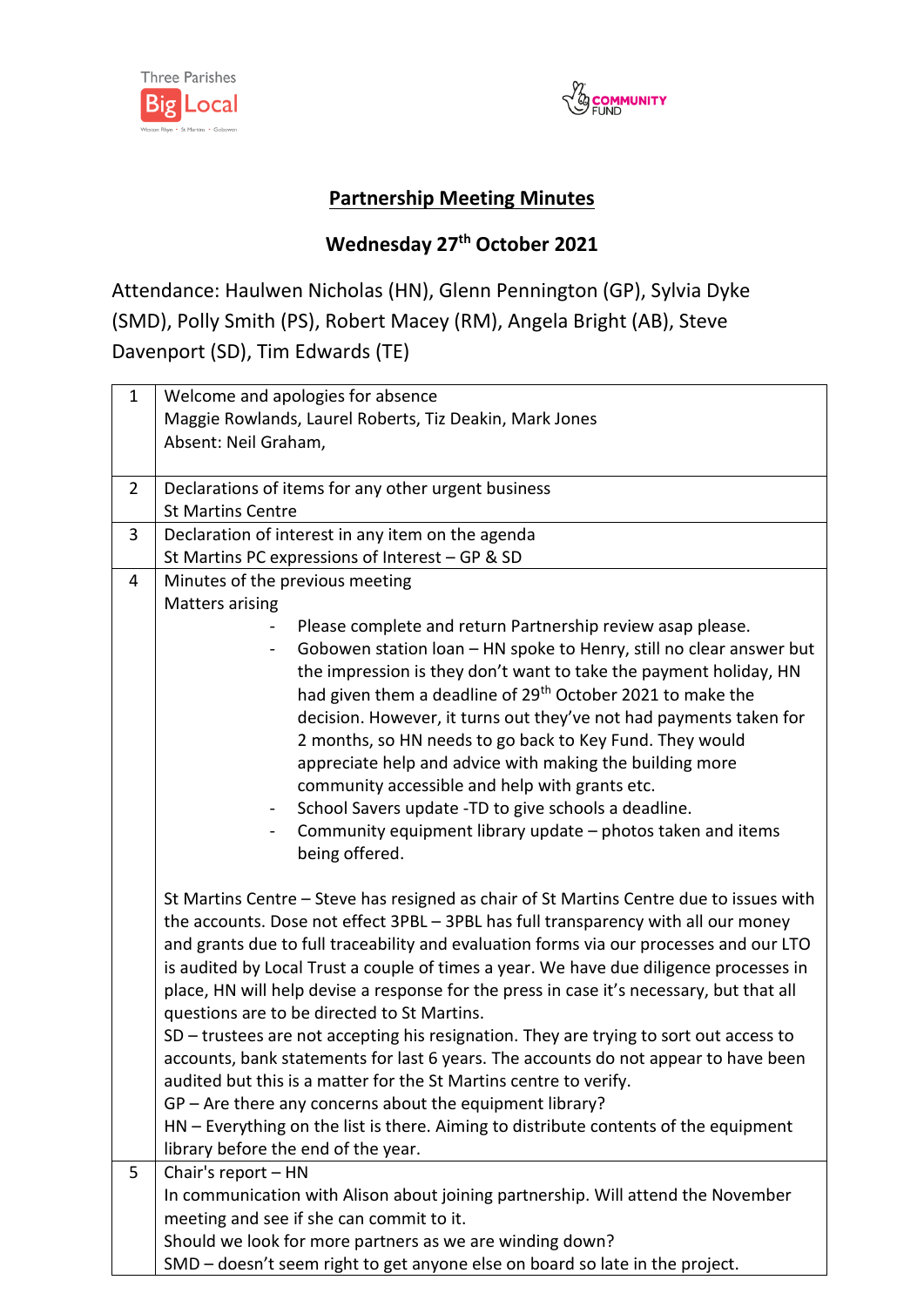Three Parishes Big Local

COMMUNITY FUND

## Partnership Meeting Minutes

### Wednesday 27th October 2021

Attendance: Haulwen Nicholas (HN), Glenn Pennington (GP), Sylvia Dyke (SMD), Polly Smith (PS), Robert Macey (RM), Angela Bright (AB), Steve Davenport (SD), Tim Edwards (TE)

| | |
|---|---|
| 1 | Welcome and apologies for absence<br>Maggie Rowlands, Laurel Roberts, Tiz Deakin, Mark Jones<br>Absent: Neil Graham, |
| 2 | Declarations of items for any other urgent business<br>St Martins Centre |
| 3 | Declaration of interest in any item on the agenda<br>St Martins PC expressions of Interest – GP & SD |
| 4 | Minutes of the previous meeting<br>Matters arising<br>- Please complete and return Partnership review asap please.<br>- Gobowen station loan – HN spoke to Henry, still no clear answer but the impression is they don't want to take the payment holiday, HN had given them a deadline of 29th October 2021 to make the decision. However, it turns out they've not had payments taken for 2 months, so HN needs to go back to Key Fund. They would appreciate help and advice with making the building more community accessible and help with grants etc.<br>- School Savers update -TD to give schools a deadline.<br>- Community equipment library update – photos taken and items being offered.<br><br>St Martins Centre – Steve has resigned as chair of St Martins Centre due to issues with the accounts. Dose not effect 3PBL – 3PBL has full transparency with all our money and grants due to full traceability and evaluation forms via our processes and our LTO is audited by Local Trust a couple of times a year. We have due diligence processes in place, HN will help devise a response for the press in case it's necessary, but that all questions are to be directed to St Martins.<br>SD – trustees are not accepting his resignation. They are trying to sort out access to accounts, bank statements for last 6 years. The accounts do not appear to have been audited but this is a matter for the St Martins centre to verify.<br>GP – Are there any concerns about the equipment library?<br>HN – Everything on the list is there. Aiming to distribute contents of the equipment library before the end of the year. |
| 5 | Chair's report – HN<br>In communication with Alison about joining partnership. Will attend the November meeting and see if she can commit to it.<br>Should we look for more partners as we are winding down?<br>SMD – doesn't seem right to get anyone else on board so late in the project. |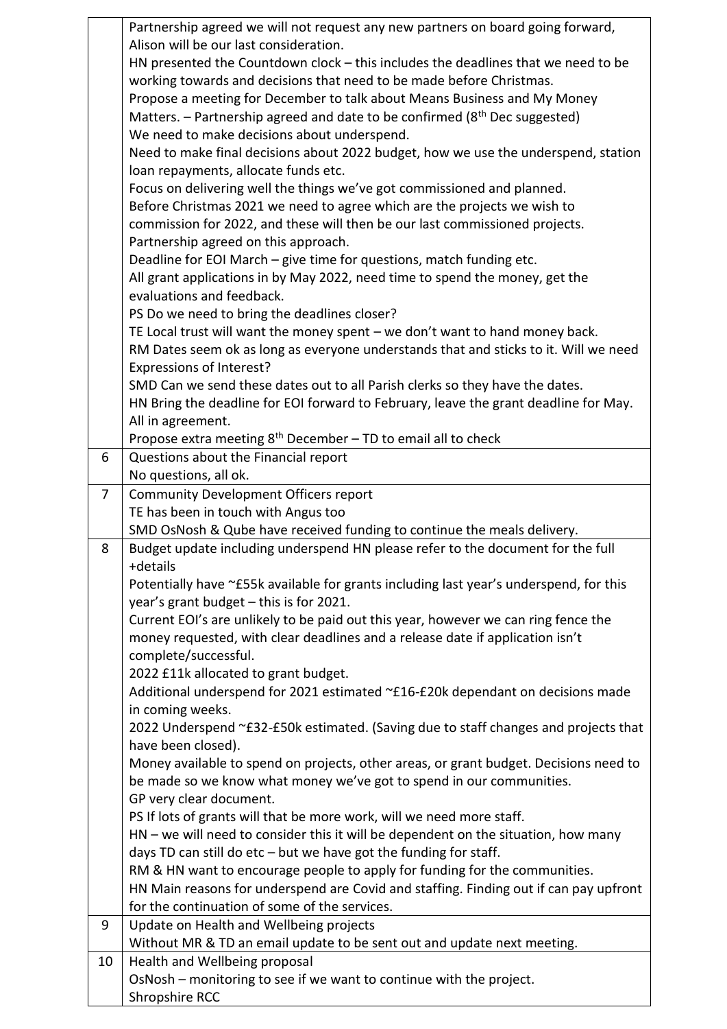|  |  |
|---|---|
|  | Partnership agreed we will not request any new partners on board going forward, Alison will be our last consideration.<br>HN presented the Countdown clock – this includes the deadlines that we need to be working towards and decisions that need to be made before Christmas.<br>Propose a meeting for December to talk about Means Business and My Money Matters. – Partnership agreed and date to be confirmed (8th Dec suggested)<br>We need to make decisions about underspend.<br>Need to make final decisions about 2022 budget, how we use the underspend, station loan repayments, allocate funds etc.<br>Focus on delivering well the things we've got commissioned and planned.<br>Before Christmas 2021 we need to agree which are the projects we wish to commission for 2022, and these will then be our last commissioned projects.<br>Partnership agreed on this approach.<br>Deadline for EOI March – give time for questions, match funding etc.<br>All grant applications in by May 2022, need time to spend the money, get the evaluations and feedback.<br>PS Do we need to bring the deadlines closer?<br>TE Local trust will want the money spent – we don't want to hand money back.<br>RM Dates seem ok as long as everyone understands that and sticks to it. Will we need Expressions of Interest?<br>SMD Can we send these dates out to all Parish clerks so they have the dates.<br>HN Bring the deadline for EOI forward to February, leave the grant deadline for May.<br>All in agreement.<br>Propose extra meeting 8th December – TD to email all to check |
| 6 | Questions about the Financial report<br>No questions, all ok. |
| 7 | Community Development Officers report<br>TE has been in touch with Angus too<br>SMD OsNosh & Qube have received funding to continue the meals delivery. |
| 8 | Budget update including underspend HN please refer to the document for the full +details<br>Potentially have ~£55k available for grants including last year's underspend, for this year's grant budget – this is for 2021.<br>Current EOI's are unlikely to be paid out this year, however we can ring fence the money requested, with clear deadlines and a release date if application isn't complete/successful.<br>2022 £11k allocated to grant budget.<br>Additional underspend for 2021 estimated ~£16-£20k dependant on decisions made in coming weeks.<br>2022 Underspend ~£32-£50k estimated. (Saving due to staff changes and projects that have been closed).<br>Money available to spend on projects, other areas, or grant budget. Decisions need to be made so we know what money we've got to spend in our communities.<br>GP very clear document.<br>PS If lots of grants will that be more work, will we need more staff.<br>HN – we will need to consider this it will be dependent on the situation, how many days TD can still do etc – but we have got the funding for staff.<br>RM & HN want to encourage people to apply for funding for the communities.<br>HN Main reasons for underspend are Covid and staffing. Finding out if can pay upfront for the continuation of some of the services. |
| 9 | Update on Health and Wellbeing projects<br>Without MR & TD an email update to be sent out and update next meeting. |
| 10 | Health and Wellbeing proposal<br>OsNosh – monitoring to see if we want to continue with the project.<br>Shropshire RCC |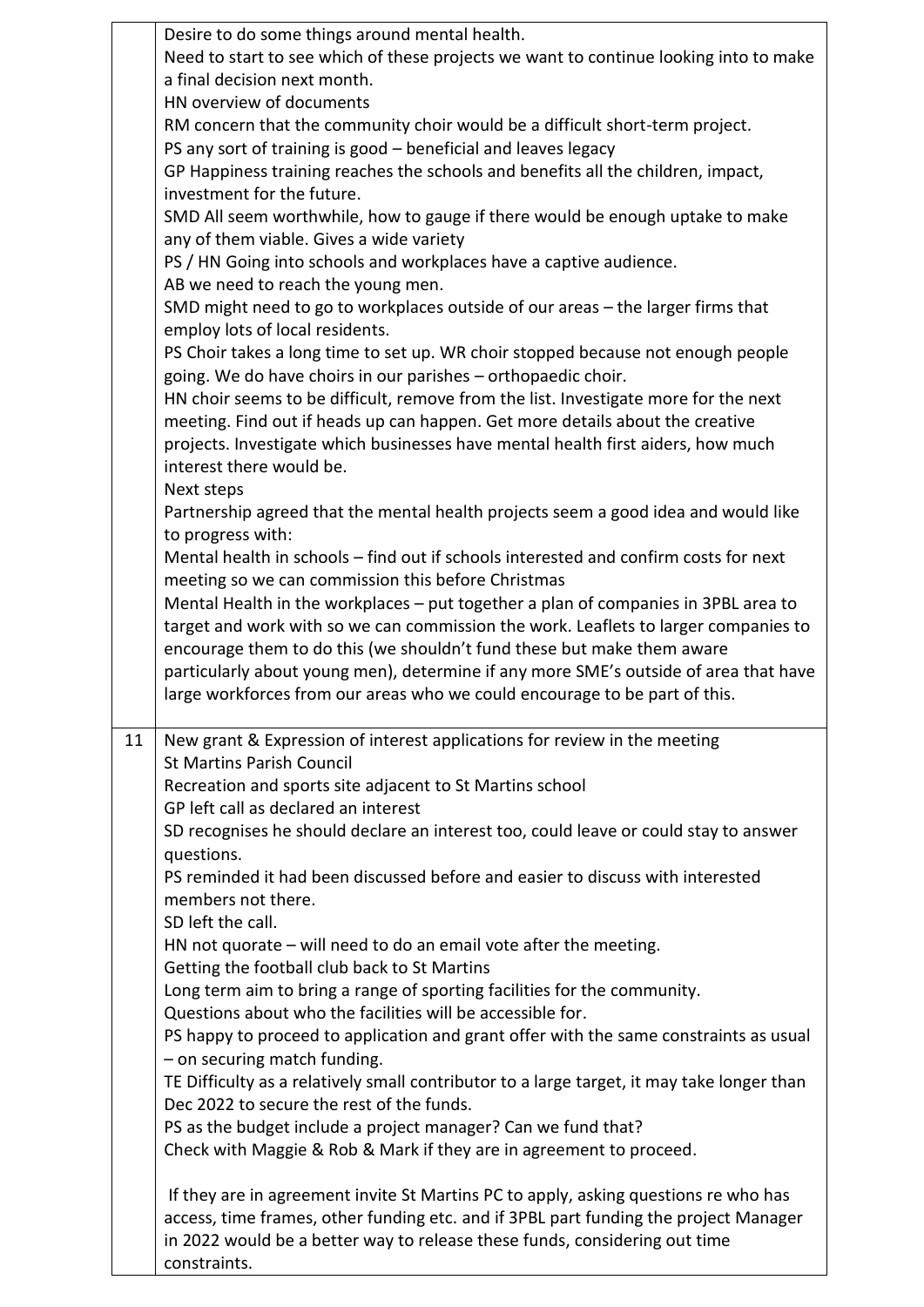| | |
|---|---|
| | Desire to do some things around mental health.<br>Need to start to see which of these projects we want to continue looking into to make a final decision next month.<br>HN overview of documents<br>RM concern that the community choir would be a difficult short-term project.<br>PS any sort of training is good – beneficial and leaves legacy<br>GP Happiness training reaches the schools and benefits all the children, impact, investment for the future.<br>SMD All seem worthwhile, how to gauge if there would be enough uptake to make any of them viable. Gives a wide variety<br>PS / HN Going into schools and workplaces have a captive audience.<br>AB we need to reach the young men.<br>SMD might need to go to workplaces outside of our areas – the larger firms that employ lots of local residents.<br>PS Choir takes a long time to set up. WR choir stopped because not enough people going. We do have choirs in our parishes – orthopaedic choir.<br>HN choir seems to be difficult, remove from the list. Investigate more for the next meeting. Find out if heads up can happen. Get more details about the creative projects. Investigate which businesses have mental health first aiders, how much interest there would be.<br>Next steps<br>Partnership agreed that the mental health projects seem a good idea and would like to progress with:<br>Mental health in schools – find out if schools interested and confirm costs for next meeting so we can commission this before Christmas<br>Mental Health in the workplaces – put together a plan of companies in 3PBL area to target and work with so we can commission the work. Leaflets to larger companies to encourage them to do this (we shouldn't fund these but make them aware particularly about young men), determine if any more SME's outside of area that have large workforces from our areas who we could encourage to be part of this. |
| 11 | New grant & Expression of interest applications for review in the meeting<br>St Martins Parish Council<br>Recreation and sports site adjacent to St Martins school<br>GP left call as declared an interest<br>SD recognises he should declare an interest too, could leave or could stay to answer questions.<br>PS reminded it had been discussed before and easier to discuss with interested members not there.<br>SD left the call.<br>HN not quorate – will need to do an email vote after the meeting.<br>Getting the football club back to St Martins<br>Long term aim to bring a range of sporting facilities for the community.<br>Questions about who the facilities will be accessible for.<br>PS happy to proceed to application and grant offer with the same constraints as usual – on securing match funding.<br>TE Difficulty as a relatively small contributor to a large target, it may take longer than Dec 2022 to secure the rest of the funds.<br>PS as the budget include a project manager? Can we fund that?<br>Check with Maggie & Rob & Mark if they are in agreement to proceed.<br><br>If they are in agreement invite St Martins PC to apply, asking questions re who has access, time frames, other funding etc. and if 3PBL part funding the project Manager in 2022 would be a better way to release these funds, considering out time constraints. |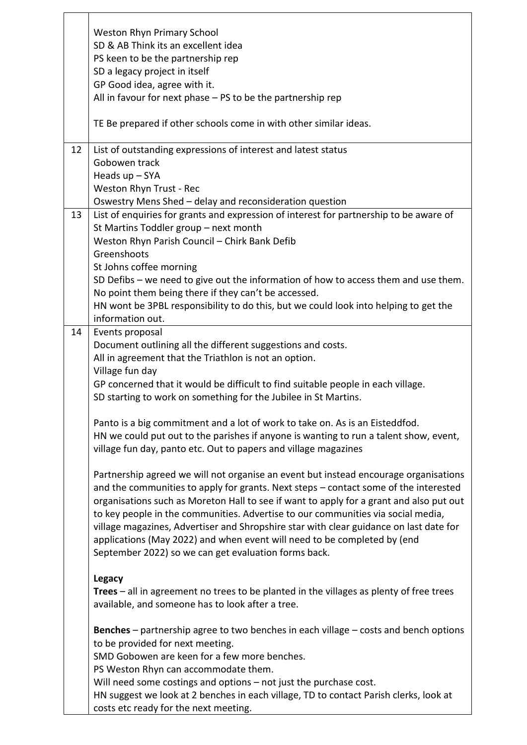| | |
|---|---|
| | Weston Rhyn Primary School<br>SD & AB Think its an excellent idea<br>PS keen to be the partnership rep<br>SD a legacy project in itself<br>GP Good idea, agree with it.<br>All in favour for next phase – PS to be the partnership rep<br><br>TE Be prepared if other schools come in with other similar ideas. |
| 12 | List of outstanding expressions of interest and latest status<br>Gobowen track<br>Heads up – SYA<br>Weston Rhyn Trust - Rec<br>Oswestry Mens Shed – delay and reconsideration question |
| 13 | List of enquiries for grants and expression of interest for partnership to be aware of<br>St Martins Toddler group – next month<br>Weston Rhyn Parish Council – Chirk Bank Defib<br>Greenshoots<br>St Johns coffee morning<br>SD Defibs – we need to give out the information of how to access them and use them. No point them being there if they can't be accessed.<br>HN wont be 3PBL responsibility to do this, but we could look into helping to get the information out. |
| 14 | Events proposal<br>Document outlining all the different suggestions and costs.<br>All in agreement that the Triathlon is not an option.<br>Village fun day<br>GP concerned that it would be difficult to find suitable people in each village.<br>SD starting to work on something for the Jubilee in St Martins.<br><br>Panto is a big commitment and a lot of work to take on. As is an Eisteddfod.<br>HN we could put out to the parishes if anyone is wanting to run a talent show, event, village fun day, panto etc. Out to papers and village magazines<br><br>Partnership agreed we will not organise an event but instead encourage organisations and the communities to apply for grants. Next steps – contact some of the interested organisations such as Moreton Hall to see if want to apply for a grant and also put out to key people in the communities. Advertise to our communities via social media, village magazines, Advertiser and Shropshire star with clear guidance on last date for applications (May 2022) and when event will need to be completed by (end September 2022) so we can get evaluation forms back.<br><br>**Legacy**<br>**Trees** – all in agreement no trees to be planted in the villages as plenty of free trees available, and someone has to look after a tree.<br><br>**Benches** – partnership agree to two benches in each village – costs and bench options to be provided for next meeting.<br>SMD Gobowen are keen for a few more benches.<br>PS Weston Rhyn can accommodate them.<br>Will need some costings and options – not just the purchase cost.<br>HN suggest we look at 2 benches in each village, TD to contact Parish clerks, look at costs etc ready for the next meeting. |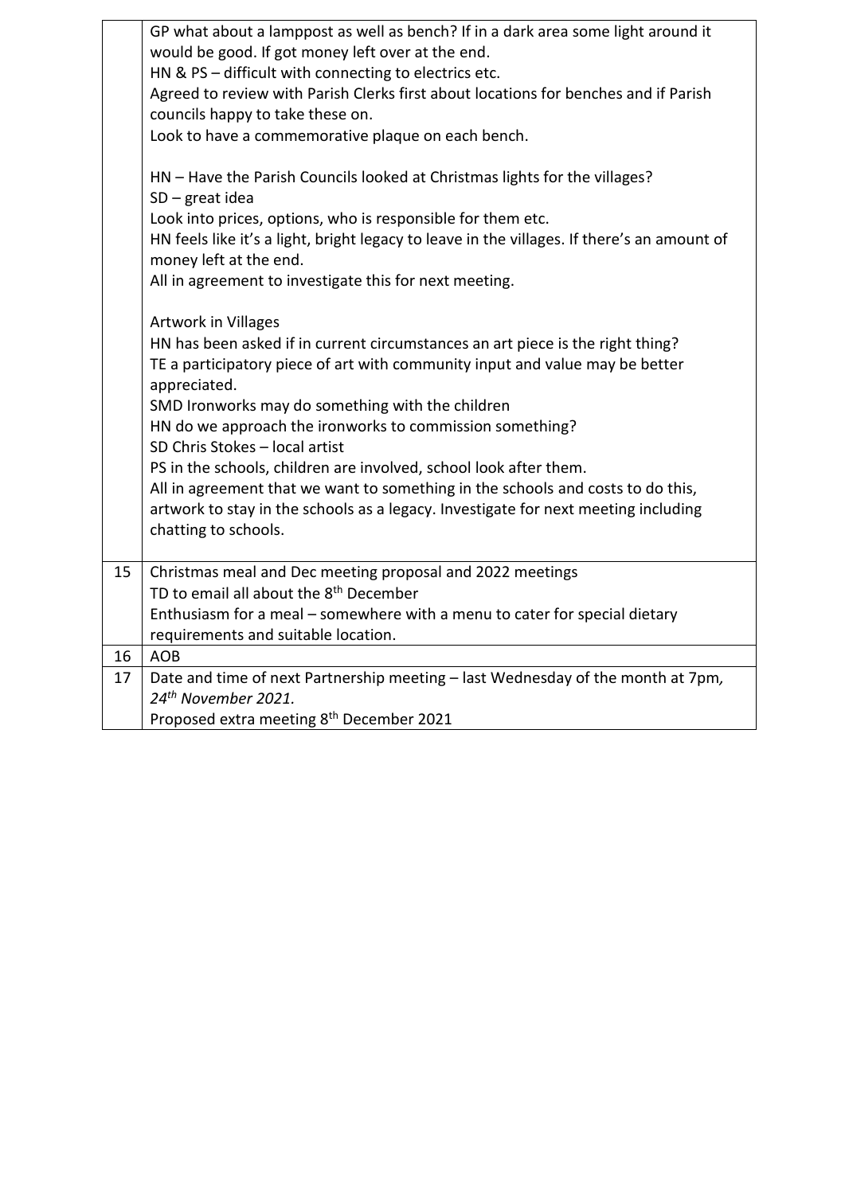| | |
|---|---|
| | GP what about a lamppost as well as bench? If in a dark area some light around it would be good. If got money left over at the end.<br>HN & PS – difficult with connecting to electrics etc.<br>Agreed to review with Parish Clerks first about locations for benches and if Parish councils happy to take these on.<br>Look to have a commemorative plaque on each bench.<br><br>HN – Have the Parish Councils looked at Christmas lights for the villages?<br>SD – great idea<br>Look into prices, options, who is responsible for them etc.<br>HN feels like it's a light, bright legacy to leave in the villages. If there's an amount of money left at the end.<br>All in agreement to investigate this for next meeting.<br><br>Artwork in Villages<br>HN has been asked if in current circumstances an art piece is the right thing?<br>TE a participatory piece of art with community input and value may be better appreciated.<br>SMD Ironworks may do something with the children<br>HN do we approach the ironworks to commission something?<br>SD Chris Stokes – local artist<br>PS in the schools, children are involved, school look after them.<br>All in agreement that we want to something in the schools and costs to do this, artwork to stay in the schools as a legacy. Investigate for next meeting including chatting to schools. |
| 15 | Christmas meal and Dec meeting proposal and 2022 meetings<br>TD to email all about the 8th December<br>Enthusiasm for a meal – somewhere with a menu to cater for special dietary requirements and suitable location. |
| 16 | AOB |
| 17 | Date and time of next Partnership meeting – last Wednesday of the month at 7pm, *24th November 2021.*<br>Proposed extra meeting 8th December 2021 |